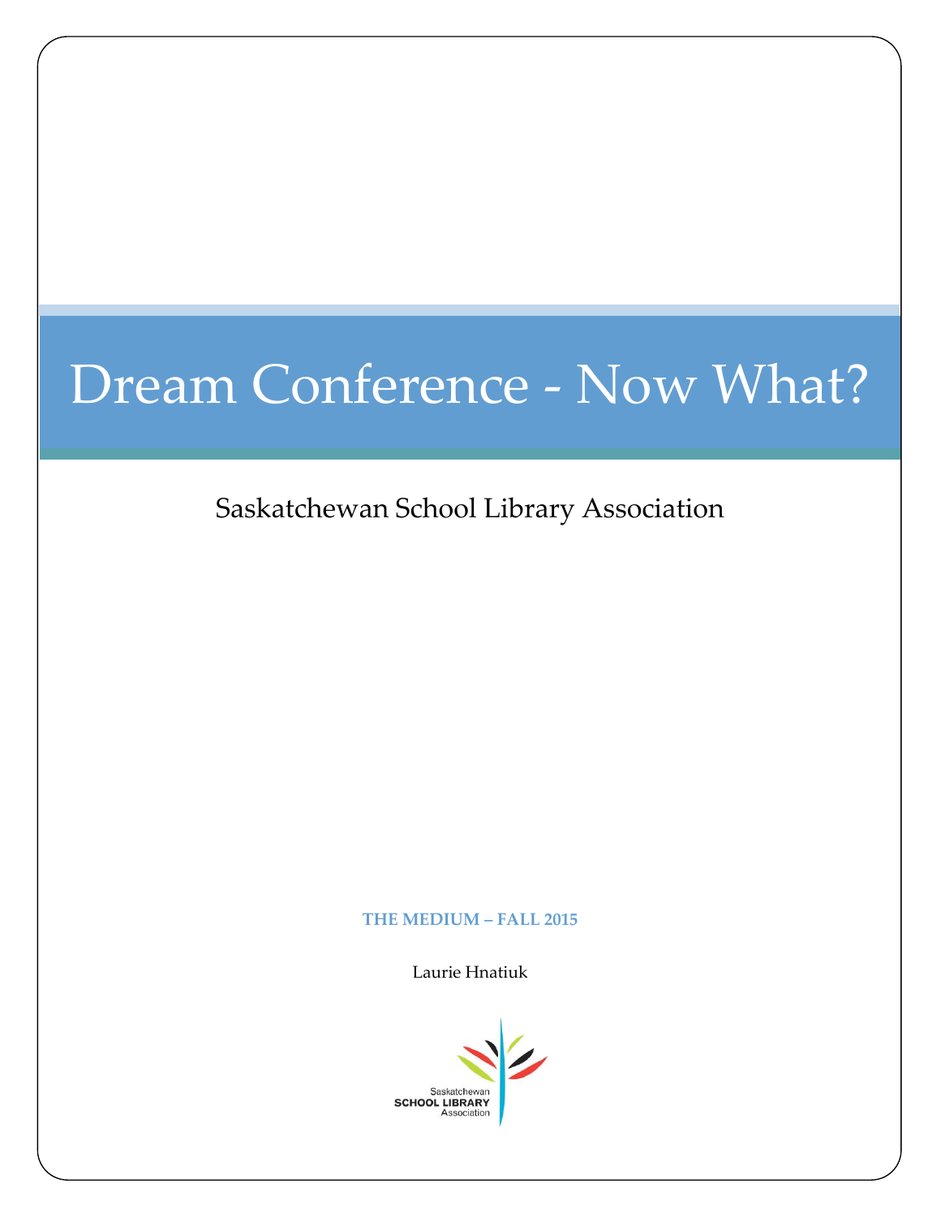# Dream Conference - Now What?

Saskatchewan School Library Association

**THE MEDIUM – FALL 2015**

Laurie Hnatiuk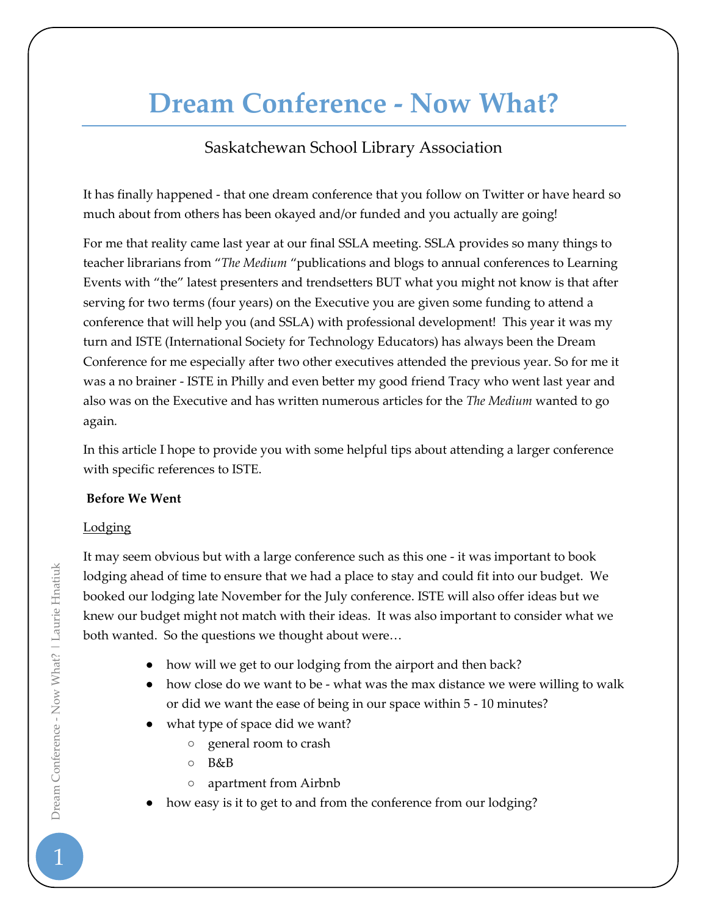# Dream Conference - Now What?

Saskatchewan School Library Association

It has finally happened - that one dream conference that you follow on Twitter or have heard so much about from others has been okayed and/or funded and you actually are going!

For me that reality came last year at our final SSLA meeting. SSLA provides so many things to teacher librarians from "*The Medium* "publications and blogs to annual conferences to Learning Events with "the" latest presenters and trendsetters BUT what you might not know is that after serving for two terms (four years) on the Executive you are given some funding to attend a conference that will help you (and SSLA) with professional development! This year it was my turn and ISTE (International Society for Technology Educators) has always been the Dream Conference for me especially after two other executives attended the previous year. So for me it was a no brainer - ISTE in Philly and even better my good friend Tracy who went last year and also was on the Executive and has written numerous articles for the *The Medium* wanted to go again.

In this article I hope to provide you with some helpful tips about attending a larger conference with specific references to ISTE.

**Before We Went**

Lodging

It may seem obvious but with a large conference such as this one - it was important to book lodging ahead of time to ensure that we had a place to stay and could fit into our budget. We booked our lodging late November for the July conference. ISTE will also offer ideas but we knew our budget might not match with their ideas. It was also important to consider what we both wanted. So the questions we thought about were…

- how will we get to our lodging from the airport and then back?
- how close do we want to be - what was the max distance we were willing to walk or did we want the ease of being in our space within 5 - 10 minutes?
- what type of space did we want?
  - general room to crash
  - B&B
  - apartment from Airbnb
- how easy is it to get to and from the conference from our lodging?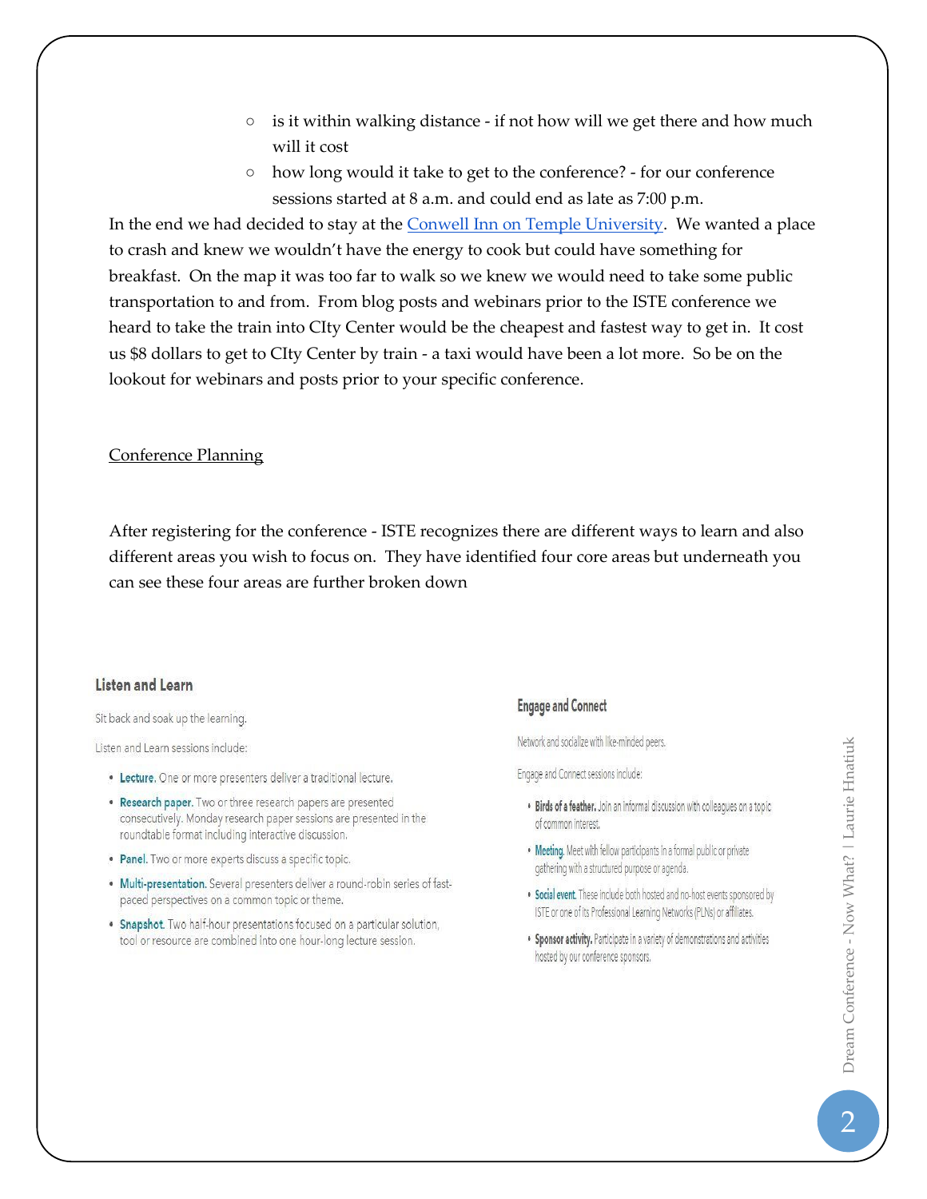- is it within walking distance - if not how will we get there and how much will it cost
- how long would it take to get to the conference? - for our conference sessions started at 8 a.m. and could end as late as 7:00 p.m.

In the end we had decided to stay at the [Conwell Inn on Temple University](). We wanted a place to crash and knew we wouldn't have the energy to cook but could have something for breakfast. On the map it was too far to walk so we knew we would need to take some public transportation to and from. From blog posts and webinars prior to the ISTE conference we heard to take the train into CIty Center would be the cheapest and fastest way to get in. It cost us $8 dollars to get to CIty Center by train - a taxi would have been a lot more. So be on the lookout for webinars and posts prior to your specific conference.

Conference Planning

After registering for the conference - ISTE recognizes there are different ways to learn and also different areas you wish to focus on. They have identified four core areas but underneath you can see these four areas are further broken down

**Listen and Learn**

Sit back and soak up the learning.

Listen and Learn sessions include:

- **Lecture.** One or more presenters deliver a traditional lecture.
- **Research paper.** Two or three research papers are presented consecutively. Monday research paper sessions are presented in the roundtable format including interactive discussion.
- **Panel.** Two or more experts discuss a specific topic.
- **Multi-presentation.** Several presenters deliver a round-robin series of fast-paced perspectives on a common topic or theme.
- **Snapshot.** Two half-hour presentations focused on a particular solution, tool or resource are combined into one hour-long lecture session.

**Engage and Connect**

Network and socialize with like-minded peers.

Engage and Connect sessions include:

- **Birds of a feather.** Join an informal discussion with colleagues on a topic of common interest.
- **Meeting.** Meet with fellow participants in a formal public or private gathering with a structured purpose or agenda.
- **Social event.** These include both hosted and no-host events sponsored by ISTE or one of its Professional Learning Networks (PLNs) or affiliates.
- **Sponsor activity.** Participate in a variety of demonstrations and activities hosted by our conference sponsors.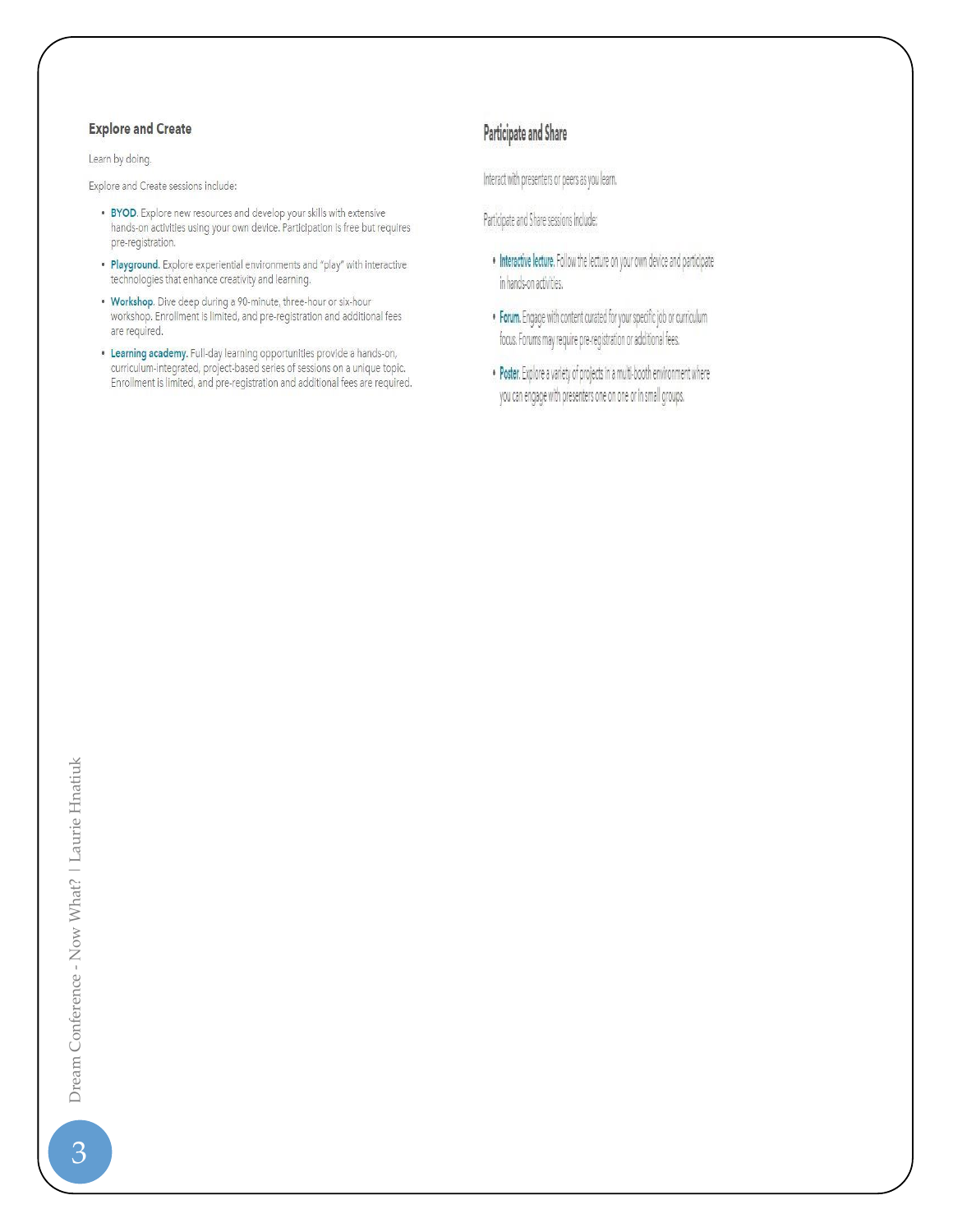### Explore and Create

Learn by doing.

Explore and Create sessions include:

- **BYOD**. Explore new resources and develop your skills with extensive hands-on activities using your own device. Participation is free but requires pre-registration.
- **Playground.** Explore experiential environments and "play" with interactive technologies that enhance creativity and learning.
- **Workshop**. Dive deep during a 90-minute, three-hour or six-hour workshop. Enrollment is limited, and pre-registration and additional fees are required.
- **Learning academy.** Full-day learning opportunities provide a hands-on, curriculum-integrated, project-based series of sessions on a unique topic. Enrollment is limited, and pre-registration and additional fees are required.

### Participate and Share

Interact with presenters or peers as you learn.

Participate and Share sessions include:

- **Interactive lecture.** Follow the lecture on your own device and participate in hands-on activities.
- **Forum.** Engage with content curated for your specific job or curriculum focus. Forums may require pre-registration or additional fees.
- **Poster.** Explore a variety of projects in a multi-booth environment where you can engage with presenters one on one or in small groups.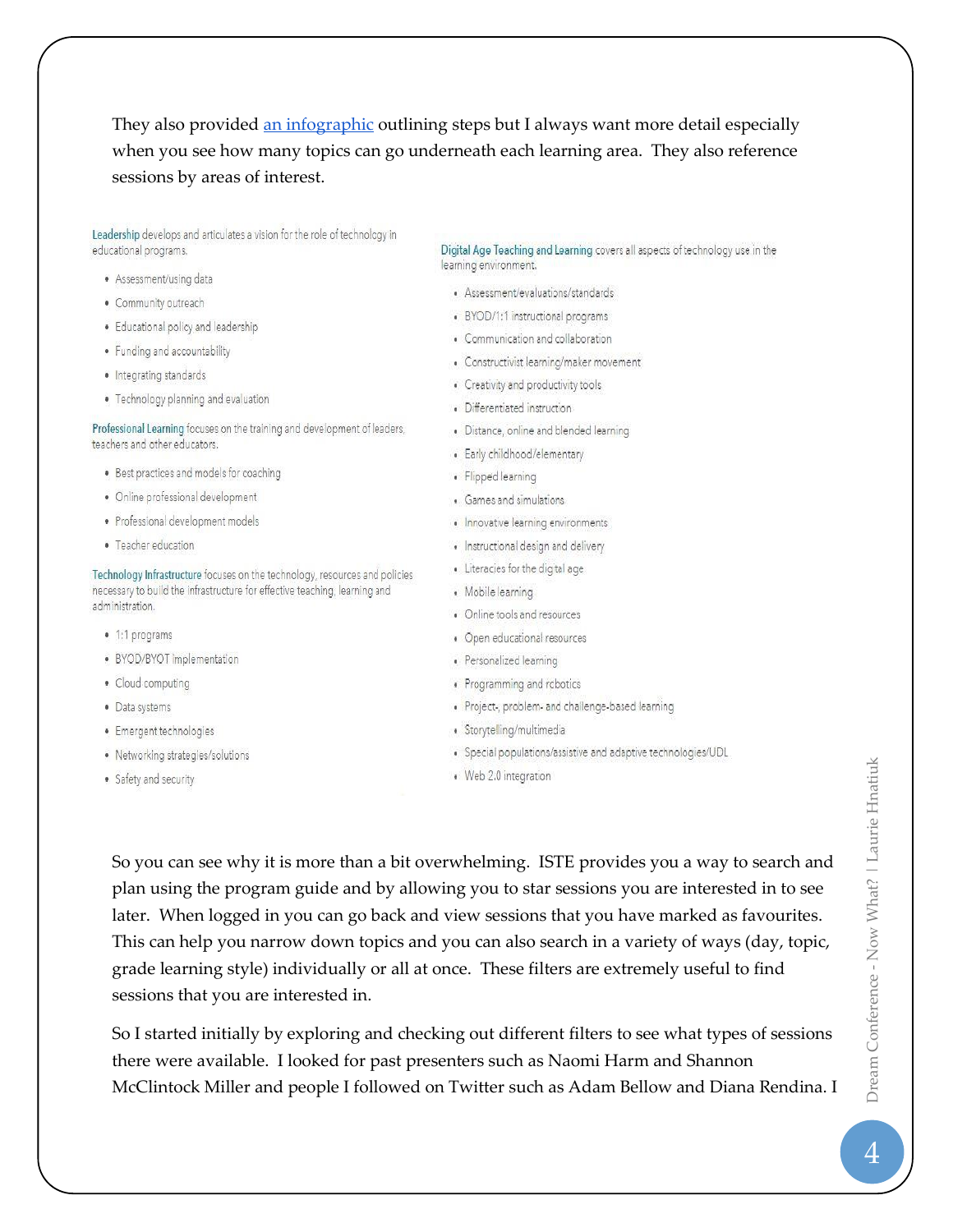They also provided [an infographic](#) outlining steps but I always want more detail especially when you see how many topics can go underneath each learning area. They also reference sessions by areas of interest.

**Leadership** develops and articulates a vision for the role of technology in educational programs.

- Assessment/using data
- Community outreach
- Educational policy and leadership
- Funding and accountability
- Integrating standards
- Technology planning and evaluation

**Professional Learning** focuses on the training and development of leaders, teachers and other educators.

- Best practices and models for coaching
- Online professional development
- Professional development models
- Teacher education

**Technology Infrastructure** focuses on the technology, resources and policies necessary to build the infrastructure for effective teaching, learning and administration.

- 1:1 programs
- BYOD/BYOT implementation
- Cloud computing
- Data systems
- Emergent technologies
- Networking strategies/solutions
- Safety and security

**Digital Age Teaching and Learning** covers all aspects of technology use in the learning environment.

- Assessment/evaluations/standards
- BYOD/1:1 instructional programs
- Communication and collaboration
- Constructivist learning/maker movement
- Creativity and productivity tools
- Differentiated instruction
- Distance, online and blended learning
- Early childhood/elementary
- Flipped learning
- Games and simulations
- Innovative learning environments
- Instructional design and delivery
- Literacies for the digital age
- Mobile learning
- Online tools and resources
- Open educational resources
- Personalized learning
- Programming and robotics
- Project-, problem- and challenge-based learning
- Storytelling/multimedia
- Special populations/assistive and adaptive technologies/UDL
- Web 2.0 integration

So you can see why it is more than a bit overwhelming. ISTE provides you a way to search and plan using the program guide and by allowing you to star sessions you are interested in to see later. When logged in you can go back and view sessions that you have marked as favourites. This can help you narrow down topics and you can also search in a variety of ways (day, topic, grade learning style) individually or all at once. These filters are extremely useful to find sessions that you are interested in.

So I started initially by exploring and checking out different filters to see what types of sessions there were available. I looked for past presenters such as Naomi Harm and Shannon McClintock Miller and people I followed on Twitter such as Adam Bellow and Diana Rendina. I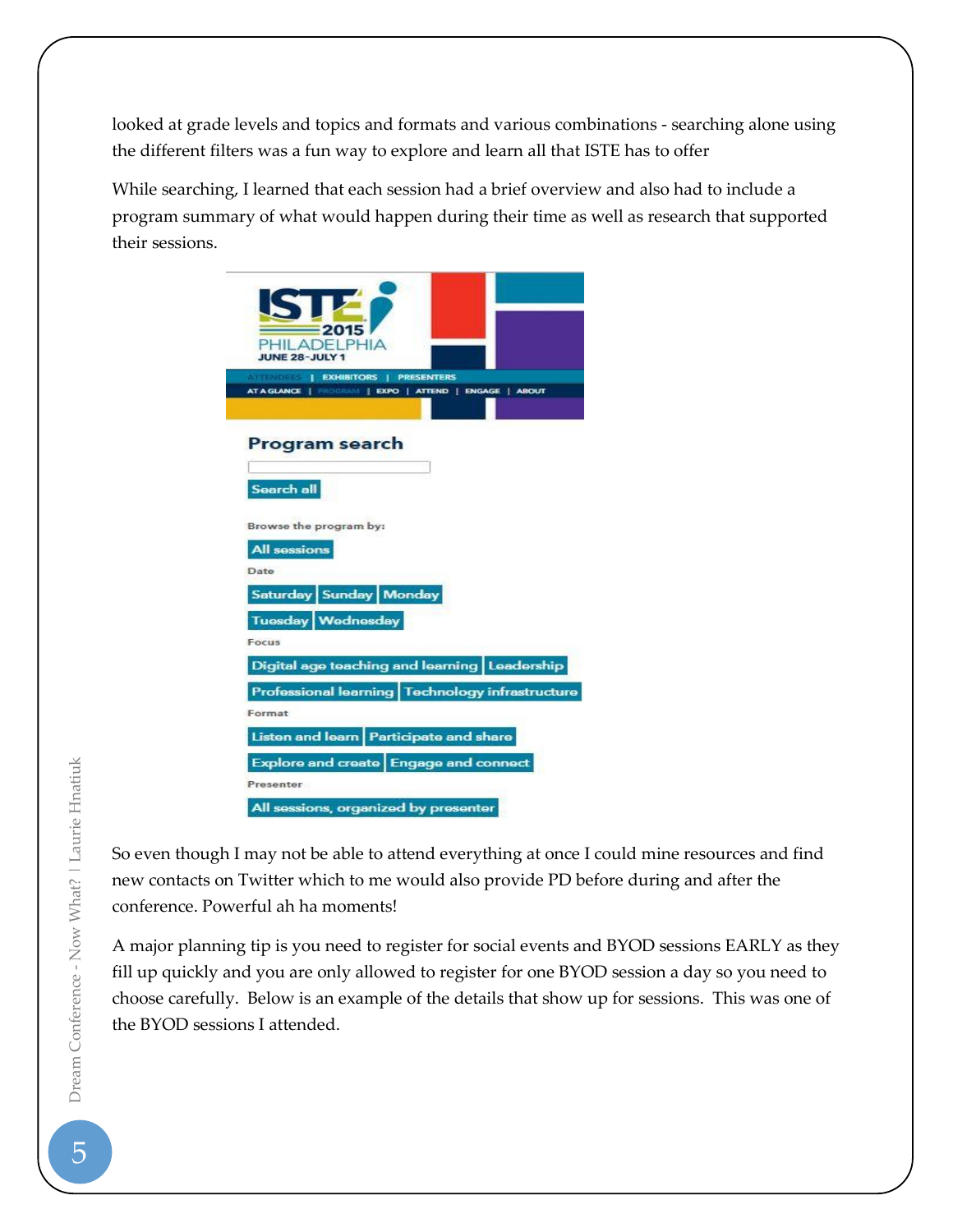looked at grade levels and topics and formats and various combinations - searching alone using the different filters was a fun way to explore and learn all that ISTE has to offer

While searching, I learned that each session had a brief overview and also had to include a program summary of what would happen during their time as well as research that supported their sessions.

So even though I may not be able to attend everything at once I could mine resources and find new contacts on Twitter which to me would also provide PD before during and after the conference. Powerful ah ha moments!

A major planning tip is you need to register for social events and BYOD sessions EARLY as they fill up quickly and you are only allowed to register for one BYOD session a day so you need to choose carefully. Below is an example of the details that show up for sessions. This was one of the BYOD sessions I attended.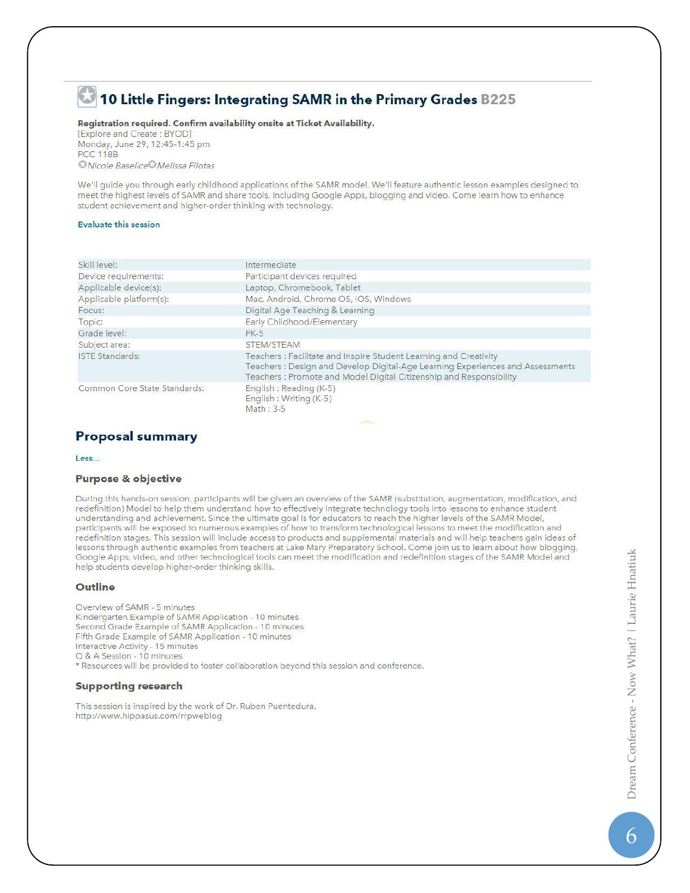## 10 Little Fingers: Integrating SAMR in the Primary Grades B225

**Registration required. Confirm availability onsite at Ticket Availability.**
[Explore and Create : BYOD]
Monday, June 29, 12:45-1:45 pm
PCC 118B
*Nicole Baselice* *Melissa Filotas*

We'll guide you through early childhood applications of the SAMR model. We'll feature authentic lesson examples designed to meet the highest levels of SAMR and share tools, including Google Apps, blogging and video. Come learn how to enhance student achievement and higher-order thinking with technology.

**Evaluate this session**

| | |
|---|---|
| Skill level: | Intermediate |
| Device requirements: | Participant devices required |
| Applicable device(s): | Laptop, Chromebook, Tablet |
| Applicable platform(s): | Mac, Android, Chrome OS, iOS, Windows |
| Focus: | Digital Age Teaching & Learning |
| Topic: | Early Childhood/Elementary |
| Grade level: | PK-5 |
| Subject area: | STEM/STEAM |
| ISTE Standards: | Teachers : Facilitate and Inspire Student Learning and Creativity<br>Teachers : Design and Develop Digital-Age Learning Experiences and Assessments<br>Teachers : Promote and Model Digital Citizenship and Responsibility |
| Common Core State Standards: | English : Reading (K-5)<br>English : Writing (K-5)<br>Math : 3-5 |

## Proposal summary

Less...

### Purpose & objective

During this hands-on session, participants will be given an overview of the SAMR (substitution, augmentation, modification, and redefinition) Model to help them understand how to effectively integrate technology tools into lessons to enhance student understanding and achievement. Since the ultimate goal is for educators to reach the higher levels of the SAMR Model, participants will be exposed to numerous examples of how to transform technological lessons to meet the modification and redefinition stages. This session will include access to products and supplemental materials and will help teachers gain ideas of lessons through authentic examples from teachers at Lake Mary Preparatory School. Come join us to learn about how blogging, Google Apps, video, and other technological tools can meet the modification and redefinition stages of the SAMR Model and help students develop higher-order thinking skills.

### Outline

Overview of SAMR - 5 minutes
Kindergarten Example of SAMR Application - 10 minutes
Second Grade Example of SAMR Application - 10 minutes
Fifth Grade Example of SAMR Application - 10 minutes
Interactive Activity - 15 minutes
Q & A Session - 10 minutes
* Resources will be provided to foster collaboration beyond this session and conference.

### Supporting research

This session is inspired by the work of Dr. Ruben Puentedura.
http://www.hippasus.com/rrpweblog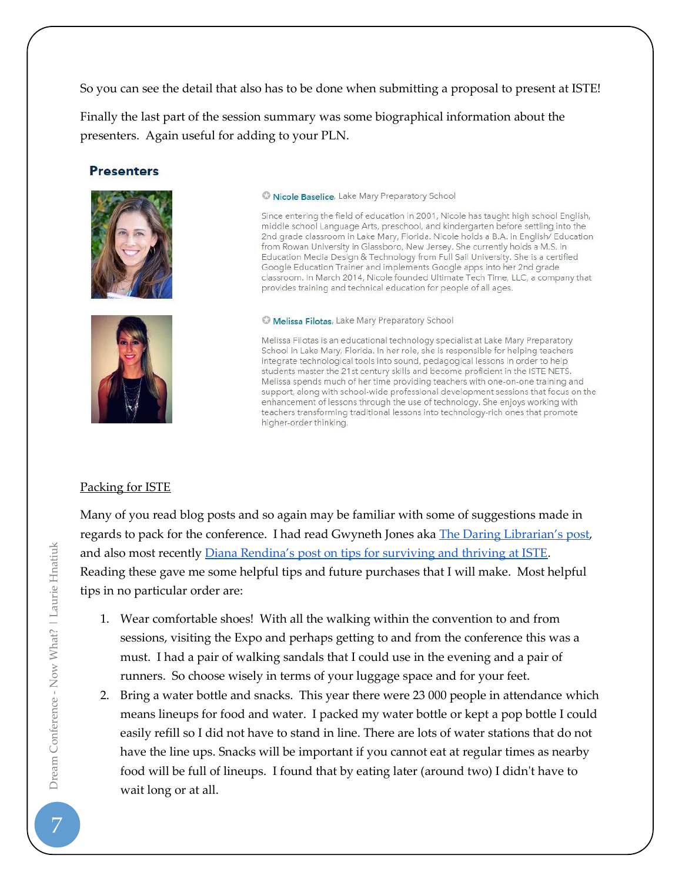So you can see the detail that also has to be done when submitting a proposal to present at ISTE!

Finally the last part of the session summary was some biographical information about the presenters. Again useful for adding to your PLN.

**Presenters**

**Nicole Baselice**, Lake Mary Preparatory School

Since entering the field of education in 2001, Nicole has taught high school English, middle school Language Arts, preschool, and kindergarten before settling into the 2nd grade classroom in Lake Mary, Florida. Nicole holds a B.A. in English/ Education from Rowan University in Glassboro, New Jersey. She currently holds a M.S. in Education Media Design & Technology from Full Sail University. She is a certified Google Education Trainer and implements Google apps into her 2nd grade classroom. In March 2014, Nicole founded Ultimate Tech Time, LLC, a company that provides training and technical education for people of all ages.

**Melissa Filotas**, Lake Mary Preparatory School

Melissa Filotas is an educational technology specialist at Lake Mary Preparatory School in Lake Mary, Florida. In her role, she is responsible for helping teachers integrate technological tools into sound, pedagogical lessons in order to help students master the 21st century skills and become proficient in the ISTE NETS. Melissa spends much of her time providing teachers with one-on-one training and support, along with school-wide professional development sessions that focus on the enhancement of lessons through the use of technology. She enjoys working with teachers transforming traditional lessons into technology-rich ones that promote higher-order thinking.

Packing for ISTE

Many of you read blog posts and so again may be familiar with some of suggestions made in regards to pack for the conference. I had read Gwyneth Jones aka The Daring Librarian's post, and also most recently Diana Rendina's post on tips for surviving and thriving at ISTE. Reading these gave me some helpful tips and future purchases that I will make. Most helpful tips in no particular order are:

1. Wear comfortable shoes! With all the walking within the convention to and from sessions, visiting the Expo and perhaps getting to and from the conference this was a must. I had a pair of walking sandals that I could use in the evening and a pair of runners. So choose wisely in terms of your luggage space and for your feet.
2. Bring a water bottle and snacks. This year there were 23 000 people in attendance which means lineups for food and water. I packed my water bottle or kept a pop bottle I could easily refill so I did not have to stand in line. There are lots of water stations that do not have the line ups. Snacks will be important if you cannot eat at regular times as nearby food will be full of lineups. I found that by eating later (around two) I didn't have to wait long or at all.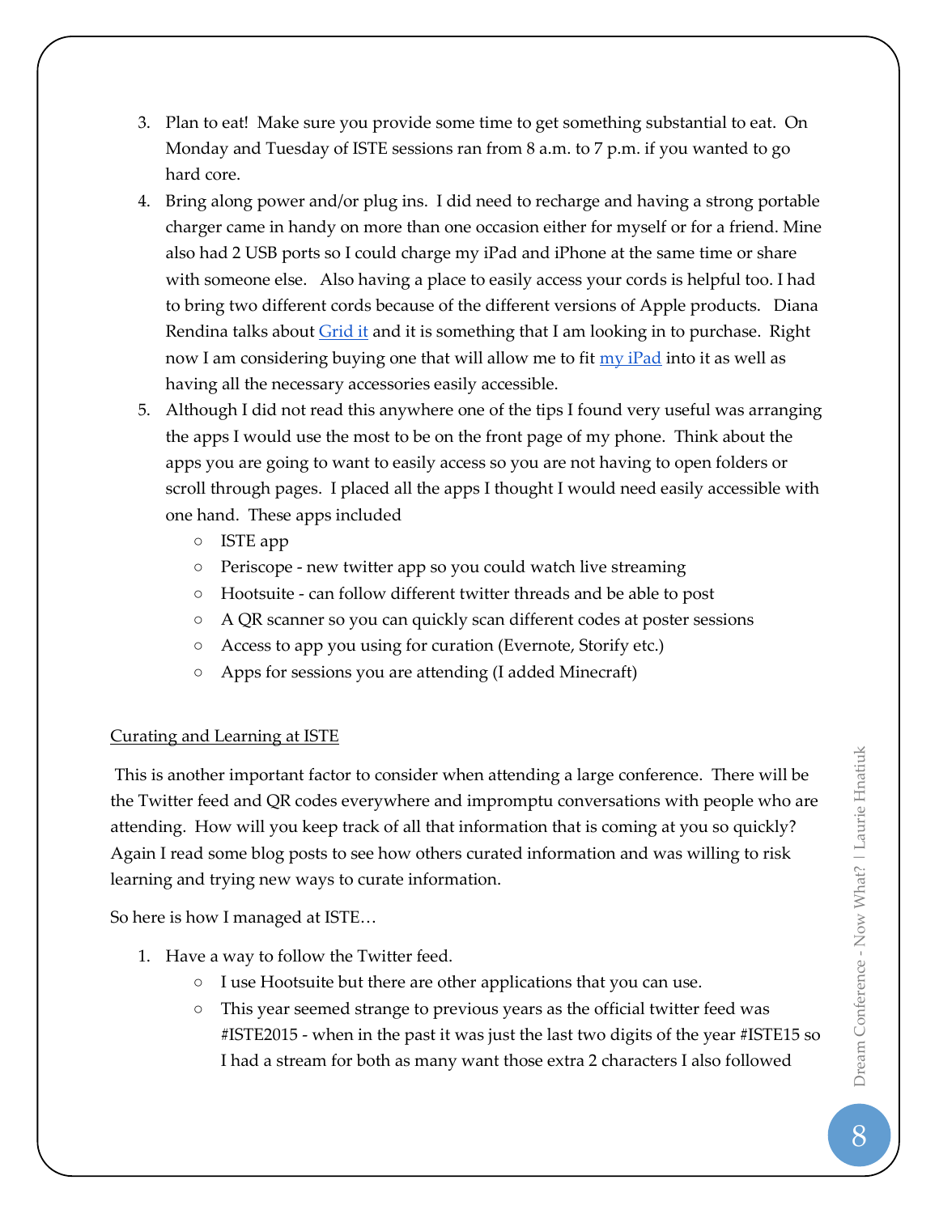3. Plan to eat! Make sure you provide some time to get something substantial to eat. On Monday and Tuesday of ISTE sessions ran from 8 a.m. to 7 p.m. if you wanted to go hard core.
4. Bring along power and/or plug ins. I did need to recharge and having a strong portable charger came in handy on more than one occasion either for myself or for a friend. Mine also had 2 USB ports so I could charge my iPad and iPhone at the same time or share with someone else. Also having a place to easily access your cords is helpful too. I had to bring two different cords because of the different versions of Apple products. Diana Rendina talks about Grid it and it is something that I am looking in to purchase. Right now I am considering buying one that will allow me to fit my iPad into it as well as having all the necessary accessories easily accessible.
5. Although I did not read this anywhere one of the tips I found very useful was arranging the apps I would use the most to be on the front page of my phone. Think about the apps you are going to want to easily access so you are not having to open folders or scroll through pages. I placed all the apps I thought I would need easily accessible with one hand. These apps included
   - ISTE app
   - Periscope - new twitter app so you could watch live streaming
   - Hootsuite - can follow different twitter threads and be able to post
   - A QR scanner so you can quickly scan different codes at poster sessions
   - Access to app you using for curation (Evernote, Storify etc.)
   - Apps for sessions you are attending (I added Minecraft)

<u>Curating and Learning at ISTE</u>

This is another important factor to consider when attending a large conference. There will be the Twitter feed and QR codes everywhere and impromptu conversations with people who are attending. How will you keep track of all that information that is coming at you so quickly? Again I read some blog posts to see how others curated information and was willing to risk learning and trying new ways to curate information.

So here is how I managed at ISTE…

1. Have a way to follow the Twitter feed.
   - I use Hootsuite but there are other applications that you can use.
   - This year seemed strange to previous years as the official twitter feed was #ISTE2015 - when in the past it was just the last two digits of the year #ISTE15 so I had a stream for both as many want those extra 2 characters I also followed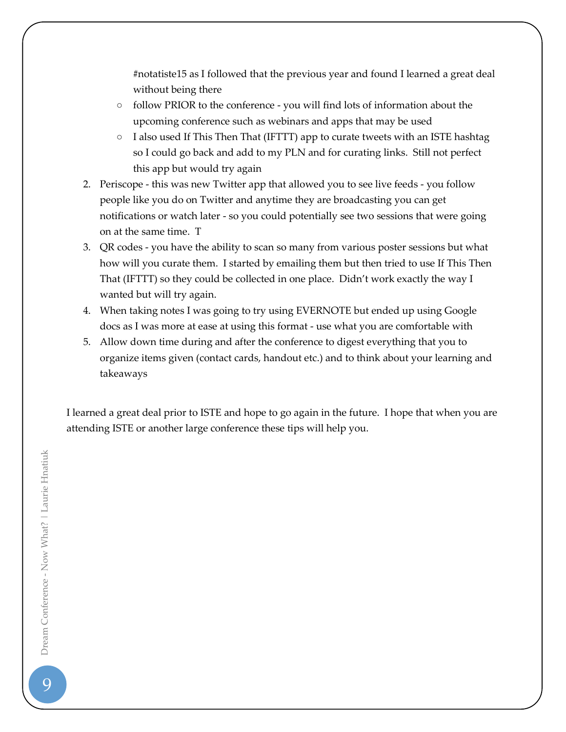#notatiste15 as I followed that the previous year and found I learned a great deal without being there

   - follow PRIOR to the conference - you will find lots of information about the upcoming conference such as webinars and apps that may be used
   - I also used If This Then That (IFTTT) app to curate tweets with an ISTE hashtag so I could go back and add to my PLN and for curating links. Still not perfect this app but would try again

2. Periscope - this was new Twitter app that allowed you to see live feeds - you follow people like you do on Twitter and anytime they are broadcasting you can get notifications or watch later - so you could potentially see two sessions that were going on at the same time. T
3. QR codes - you have the ability to scan so many from various poster sessions but what how will you curate them. I started by emailing them but then tried to use If This Then That (IFTTT) so they could be collected in one place. Didn't work exactly the way I wanted but will try again.
4. When taking notes I was going to try using EVERNOTE but ended up using Google docs as I was more at ease at using this format - use what you are comfortable with
5. Allow down time during and after the conference to digest everything that you to organize items given (contact cards, handout etc.) and to think about your learning and takeaways

I learned a great deal prior to ISTE and hope to go again in the future. I hope that when you are attending ISTE or another large conference these tips will help you.